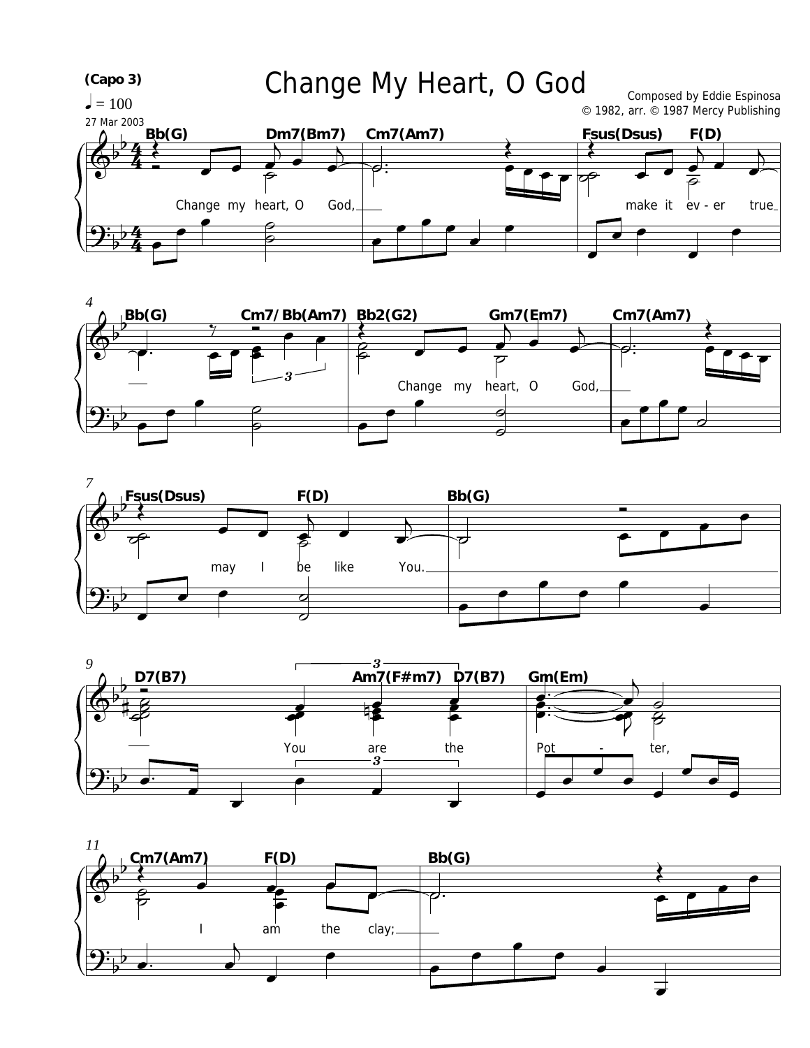# Change My Heart, O God

(Capo 3)

♩ = 100

27 Mar 2003

Composed by Eddie Espinosa
© 1982, arr. © 1987 Mercy Publishing

Bb(G) Dm7(Bm7) Cm7(Am7) Fsus(Dsus) F(D)

Change my heart, O God, make it ev - er true

Bb(G) Cm7/Bb(Am7) Bb2(G2) Gm7(Em7) Cm7(Am7)

Change my heart, O God,

Fsus(Dsus) F(D) Bb(G)

may I be like You.

D7(B7) Am7(F#m7) D7(B7) Gm(Em)

You are the Pot - ter,

Cm7(Am7) F(D) Bb(G)

I am the clay;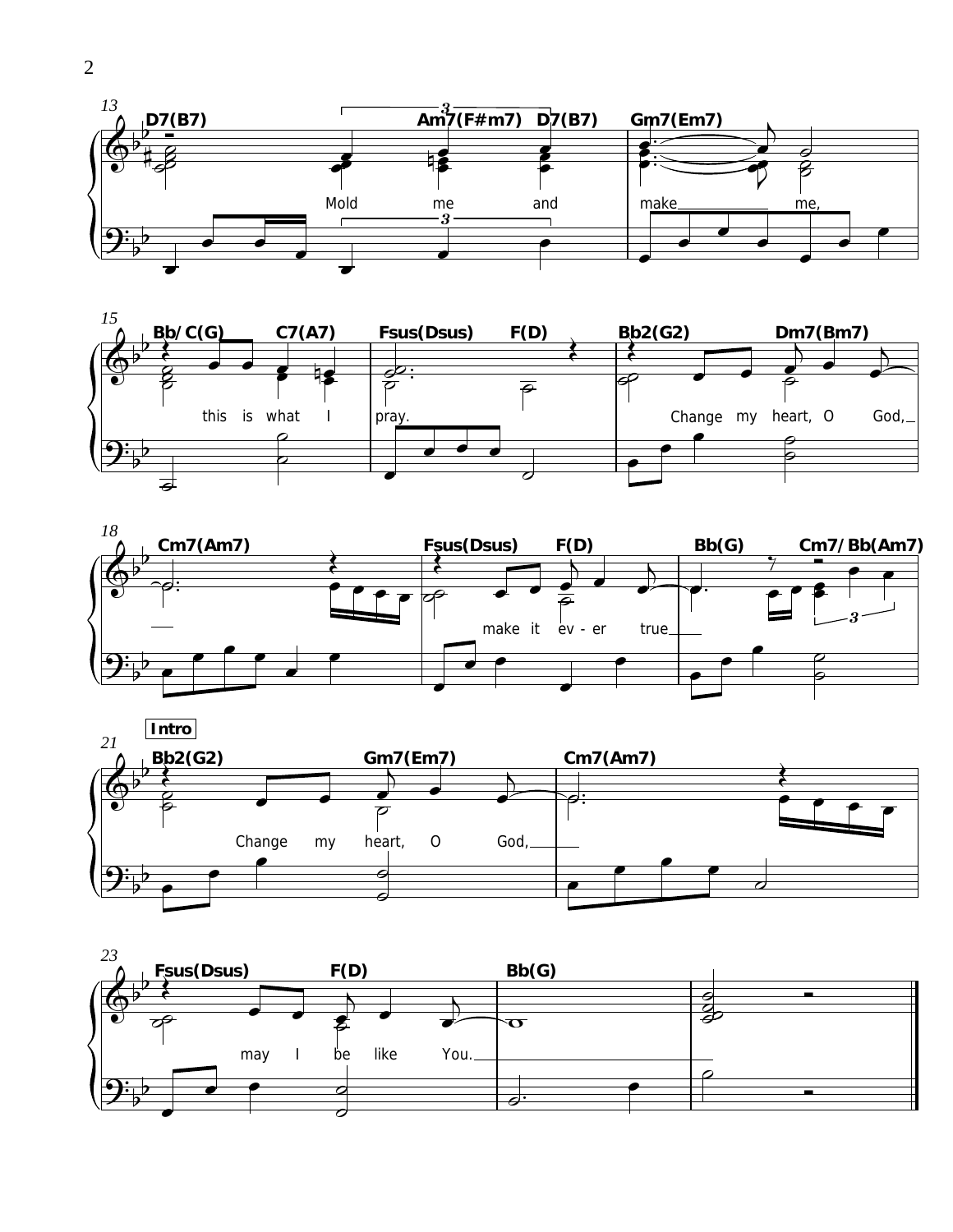13

D7(B7) Am7(F#m7) D7(B7) Gm7(Em7)

Mold me and make me,

15

Bb/C(G) C7(A7) Fsus(Dsus) F(D) Bb2(G2) Dm7(Bm7)

this is what I pray. Change my heart, O God,

18

Cm7(Am7) Fsus(Dsus) F(D) Bb(G) Cm7/Bb(Am7)

make it ev - er true

**Intro**

21

Bb2(G2) Gm7(Em7) Cm7(Am7)

Change my heart, O God,

23

Fsus(Dsus) F(D) Bb(G)

may I be like You.